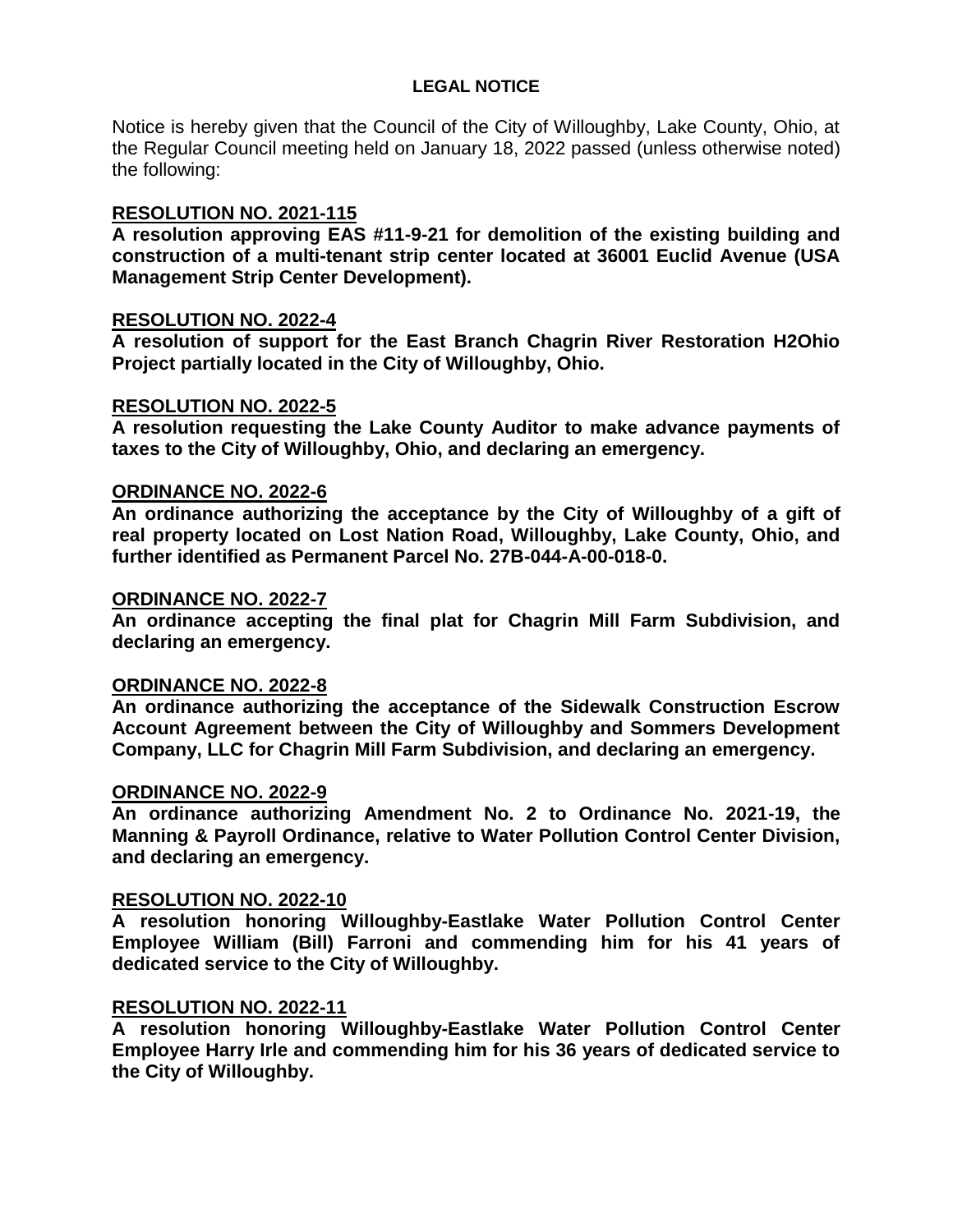# LEGAL NOTICE

Notice is hereby given that the Council of the City of Willoughby, Lake County, Ohio, at the Regular Council meeting held on January 18, 2022 passed (unless otherwise noted) the following:

**RESOLUTION NO. 2021-115**

**A resolution approving EAS #11-9-21 for demolition of the existing building and construction of a multi-tenant strip center located at 36001 Euclid Avenue (USA Management Strip Center Development).**

**RESOLUTION NO. 2022-4**

**A resolution of support for the East Branch Chagrin River Restoration H2Ohio Project partially located in the City of Willoughby, Ohio.**

**RESOLUTION NO. 2022-5**

**A resolution requesting the Lake County Auditor to make advance payments of taxes to the City of Willoughby, Ohio, and declaring an emergency.**

**ORDINANCE NO. 2022-6**

**An ordinance authorizing the acceptance by the City of Willoughby of a gift of real property located on Lost Nation Road, Willoughby, Lake County, Ohio, and further identified as Permanent Parcel No. 27B-044-A-00-018-0.**

**ORDINANCE NO. 2022-7**

**An ordinance accepting the final plat for Chagrin Mill Farm Subdivision, and declaring an emergency.**

**ORDINANCE NO. 2022-8**

**An ordinance authorizing the acceptance of the Sidewalk Construction Escrow Account Agreement between the City of Willoughby and Sommers Development Company, LLC for Chagrin Mill Farm Subdivision, and declaring an emergency.**

**ORDINANCE NO. 2022-9**

**An ordinance authorizing Amendment No. 2 to Ordinance No. 2021-19, the Manning & Payroll Ordinance, relative to Water Pollution Control Center Division, and declaring an emergency.**

**RESOLUTION NO. 2022-10**

**A resolution honoring Willoughby-Eastlake Water Pollution Control Center Employee William (Bill) Farroni and commending him for his 41 years of dedicated service to the City of Willoughby.**

**RESOLUTION NO. 2022-11**

**A resolution honoring Willoughby-Eastlake Water Pollution Control Center Employee Harry Irle and commending him for his 36 years of dedicated service to the City of Willoughby.**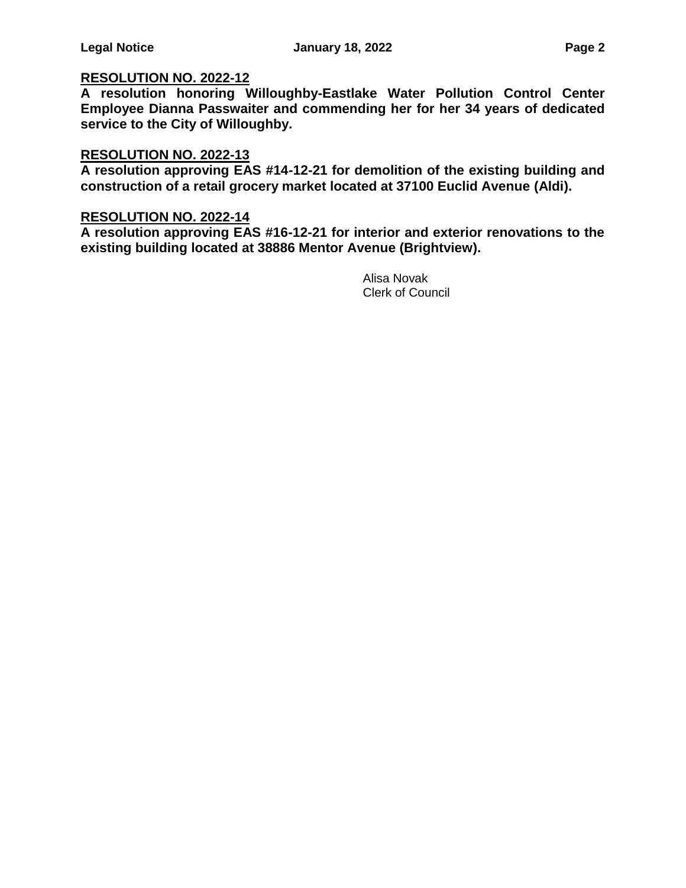**RESOLUTION NO. 2022-12**

**A resolution honoring Willoughby-Eastlake Water Pollution Control Center Employee Dianna Passwaiter and commending her for her 34 years of dedicated service to the City of Willoughby.**

**RESOLUTION NO. 2022-13**

**A resolution approving EAS #14-12-21 for demolition of the existing building and construction of a retail grocery market located at 37100 Euclid Avenue (Aldi).**

**RESOLUTION NO. 2022-14**

**A resolution approving EAS #16-12-21 for interior and exterior renovations to the existing building located at 38886 Mentor Avenue (Brightview).**

Alisa Novak
Clerk of Council